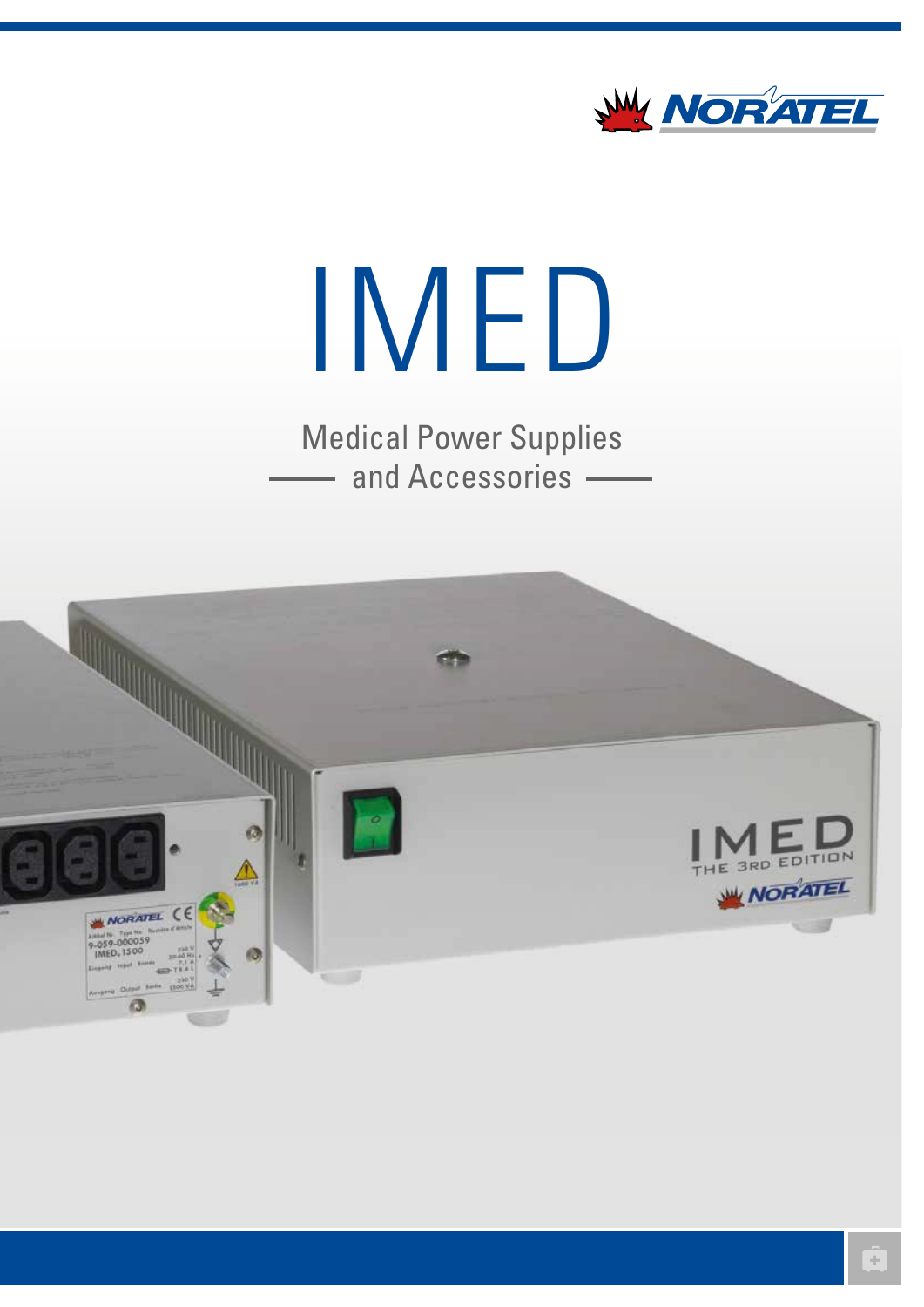# IMED

Medical Power Supplies
and Accessories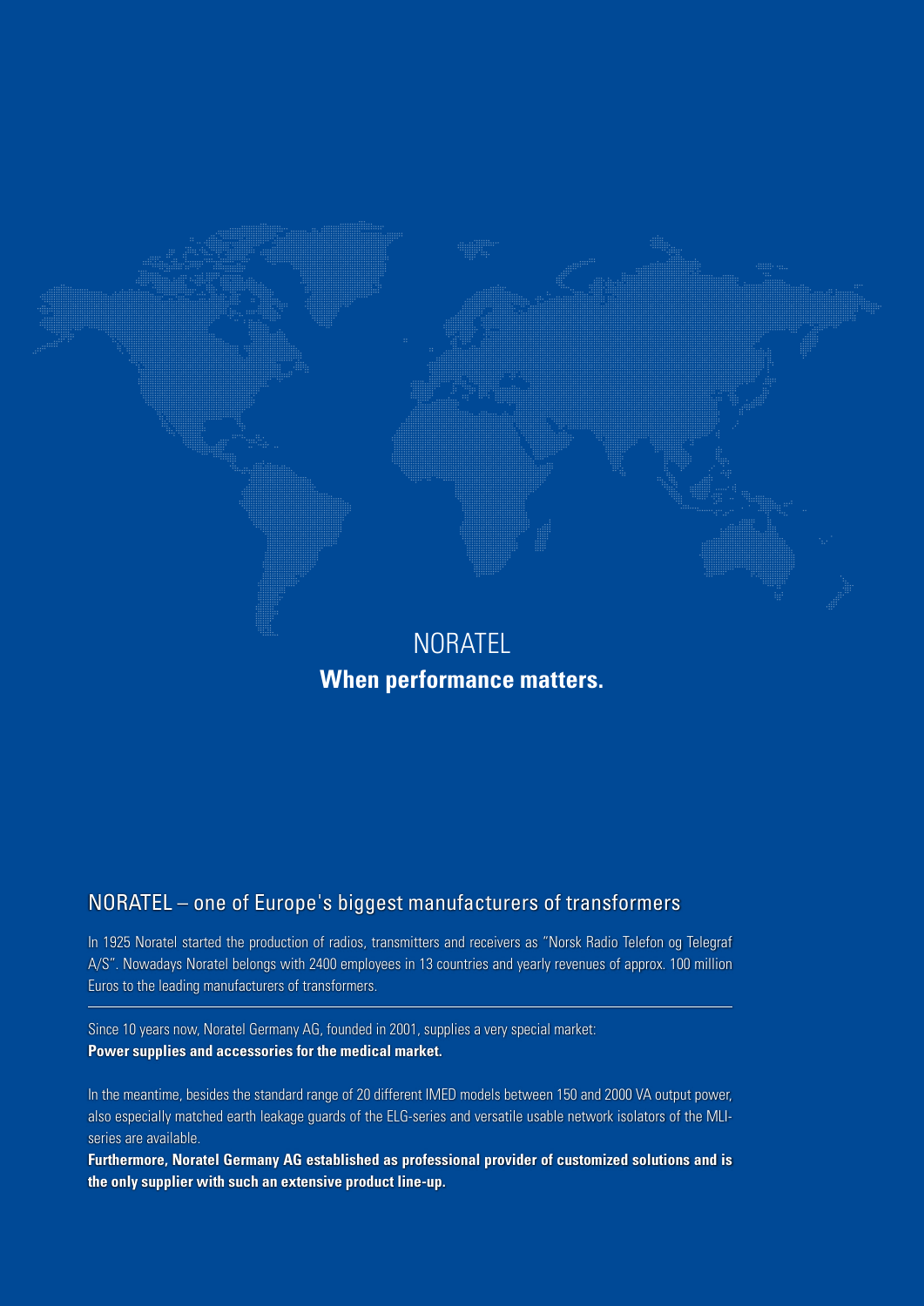NORATEL

**When performance matters.**

## NORATEL – one of Europe's biggest manufacturers of transformers

In 1925 Noratel started the production of radios, transmitters and receivers as "Norsk Radio Telefon og Telegraf A/S". Nowadays Noratel belongs with 2400 employees in 13 countries and yearly revenues of approx. 100 million Euros to the leading manufacturers of transformers.

---

Since 10 years now, Noratel Germany AG, founded in 2001, supplies a very special market:
**Power supplies and accessories for the medical market.**

In the meantime, besides the standard range of 20 different IMED models between 150 and 2000 VA output power, also especially matched earth leakage guards of the ELG-series and versatile usable network isolators of the MLI-series are available.

**Furthermore, Noratel Germany AG established as professional provider of customized solutions and is the only supplier with such an extensive product line-up.**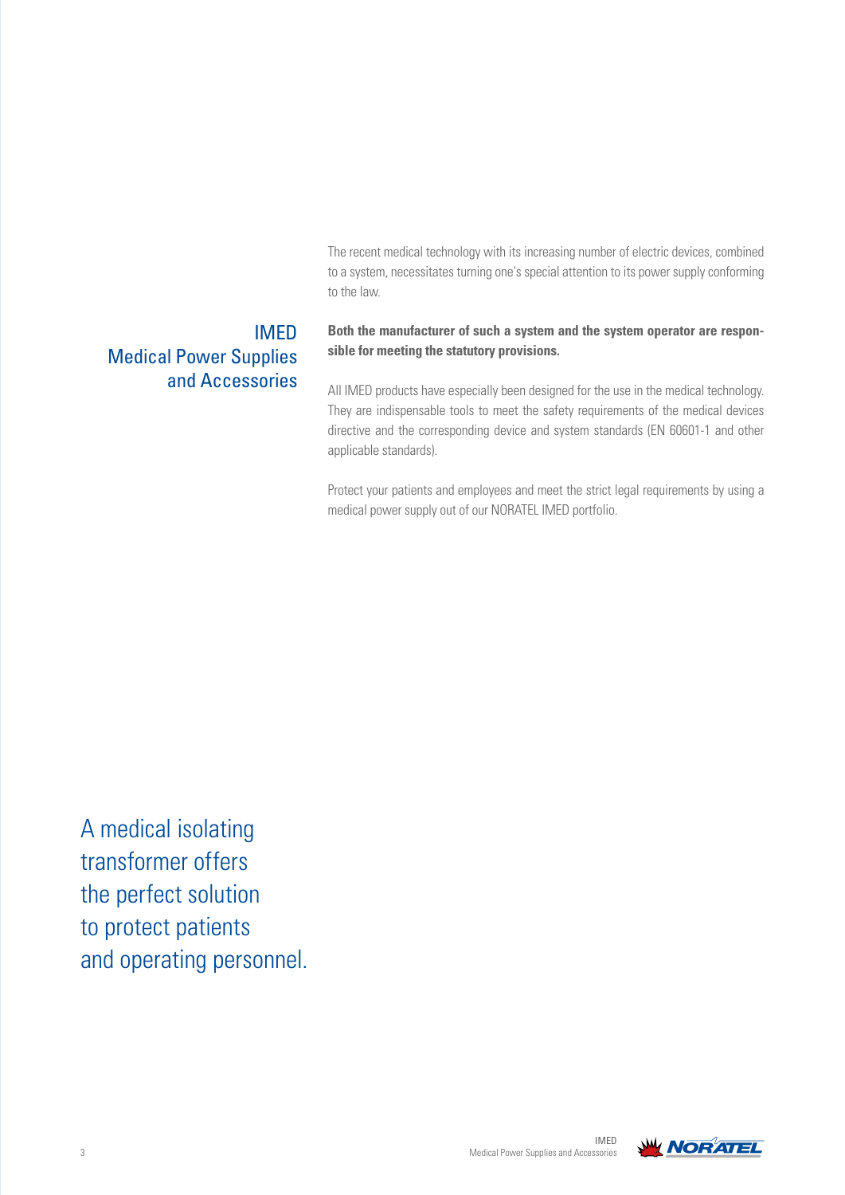## IMED Medical Power Supplies and Accessories

The recent medical technology with its increasing number of electric devices, combined to a system, necessitates turning one's special attention to its power supply conforming to the law.

**Both the manufacturer of such a system and the system operator are responsible for meeting the statutory provisions.**

All IMED products have especially been designed for the use in the medical technology. They are indispensable tools to meet the safety requirements of the medical devices directive and the corresponding device and system standards (EN 60601-1 and other applicable standards).

Protect your patients and employees and meet the strict legal requirements by using a medical power supply out of our NORATEL IMED portfolio.

A medical isolating transformer offers the perfect solution to protect patients and operating personnel.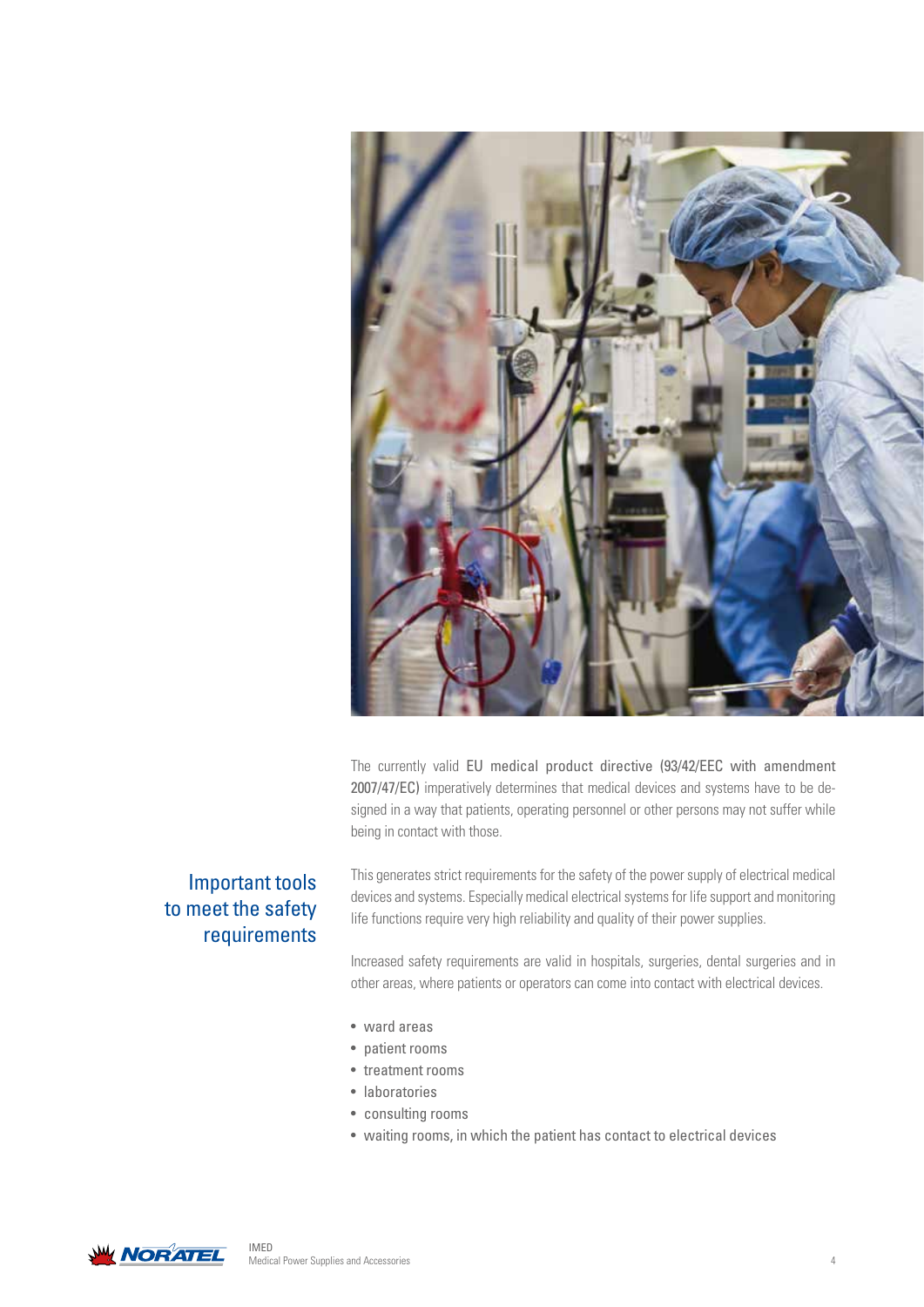The currently valid **EU medical product directive (93/42/EEC with amendment 2007/47/EC)** imperatively determines that medical devices and systems have to be designed in a way that patients, operating personnel or other persons may not suffer while being in contact with those.

## Important tools to meet the safety requirements

This generates strict requirements for the safety of the power supply of electrical medical devices and systems. Especially medical electrical systems for life support and monitoring life functions require very high reliability and quality of their power supplies.

Increased safety requirements are valid in hospitals, surgeries, dental surgeries and in other areas, where patients or operators can come into contact with electrical devices.

- ward areas
- patient rooms
- treatment rooms
- laboratories
- consulting rooms
- waiting rooms, in which the patient has contact to electrical devices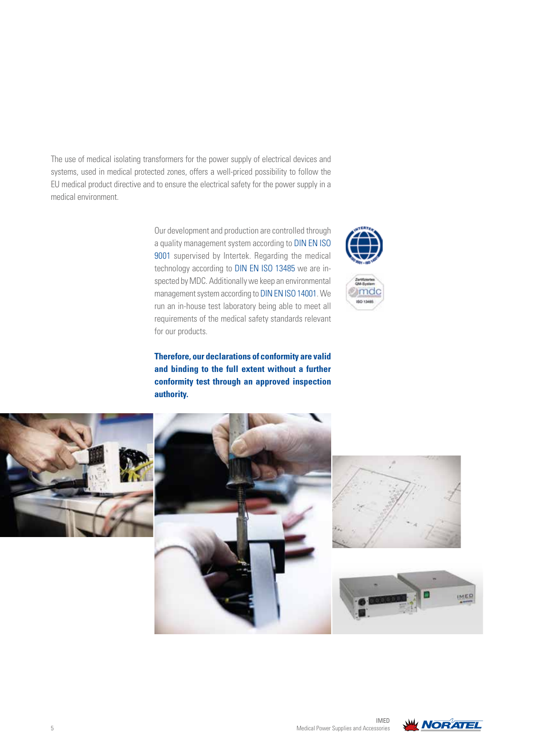The use of medical isolating transformers for the power supply of electrical devices and systems, used in medical protected zones, offers a well-priced possibility to follow the EU medical product directive and to ensure the electrical safety for the power supply in a medical environment.

Our development and production are controlled through a quality management system according to DIN EN ISO 9001 supervised by Intertek. Regarding the medical technology according to DIN EN ISO 13485 we are inspected by MDC. Additionally we keep an environmental management system according to DIN EN ISO 14001. We run an in-house test laboratory being able to meet all requirements of the medical safety standards relevant for our products.

**Therefore, our declarations of conformity are valid and binding to the full extent without a further conformity test through an approved inspection authority.**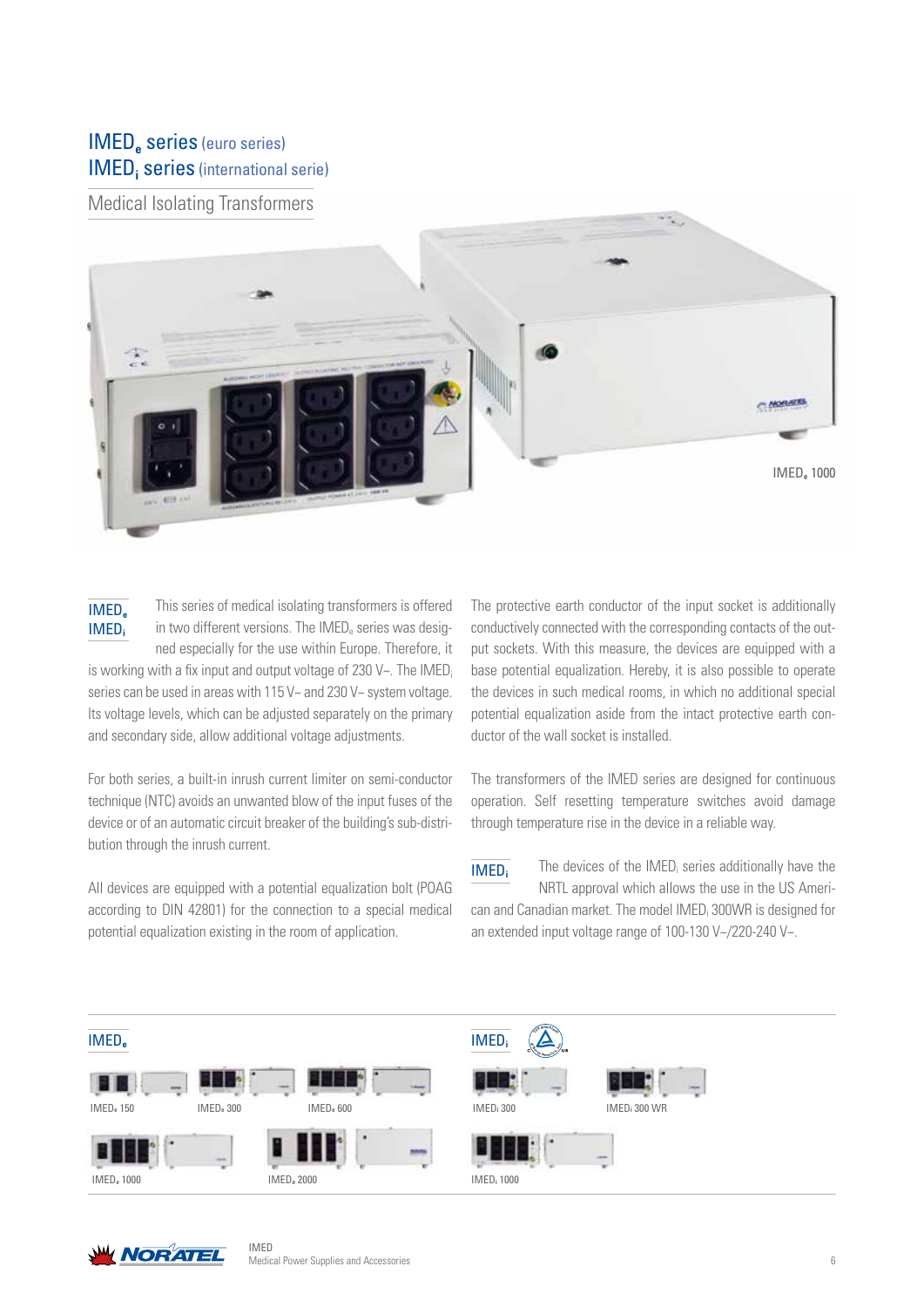# $IMED_e$ series (euro series)
# $IMED_i$ series (international serie)

## Medical Isolating Transformers

$IMED_e$ 1000

**$IMED_e$**
**$IMED_i$**

This series of medical isolating transformers is offered in two different versions. The $IMED_e$ series was designed especially for the use within Europe. Therefore, it is working with a fix input and output voltage of 230 V~. The $IMED_i$ series can be used in areas with 115 V~ and 230 V~ system voltage. Its voltage levels, which can be adjusted separately on the primary and secondary side, allow additional voltage adjustments.

For both series, a built-in inrush current limiter on semi-conductor technique (NTC) avoids an unwanted blow of the input fuses of the device or of an automatic circuit breaker of the building's sub-distribution through the inrush current.

All devices are equipped with a potential equalization bolt (POAG according to DIN 42801) for the connection to a special medical potential equalization existing in the room of application.

The protective earth conductor of the input socket is additionally conductively connected with the corresponding contacts of the output sockets. With this measure, the devices are equipped with a base potential equalization. Hereby, it is also possible to operate the devices in such medical rooms, in which no additional special potential equalization aside from the intact protective earth conductor of the wall socket is installed.

The transformers of the IMED series are designed for continuous operation. Self resetting temperature switches avoid damage through temperature rise in the device in a reliable way.

**$IMED_i$**

The devices of the $IMED_i$ series additionally have the NRTL approval which allows the use in the US American and Canadian market. The model $IMED_i$ 300WR is designed for an extended input voltage range of 100-130 V~/220-240 V~.

**$IMED_e$**

$IMED_e$ 150 | $IMED_e$ 300 | $IMED_e$ 600 | $IMED_e$ 1000 | $IMED_e$ 2000

**$IMED_i$**

$IMED_i$ 300 | $IMED_i$ 300 WR | $IMED_i$ 1000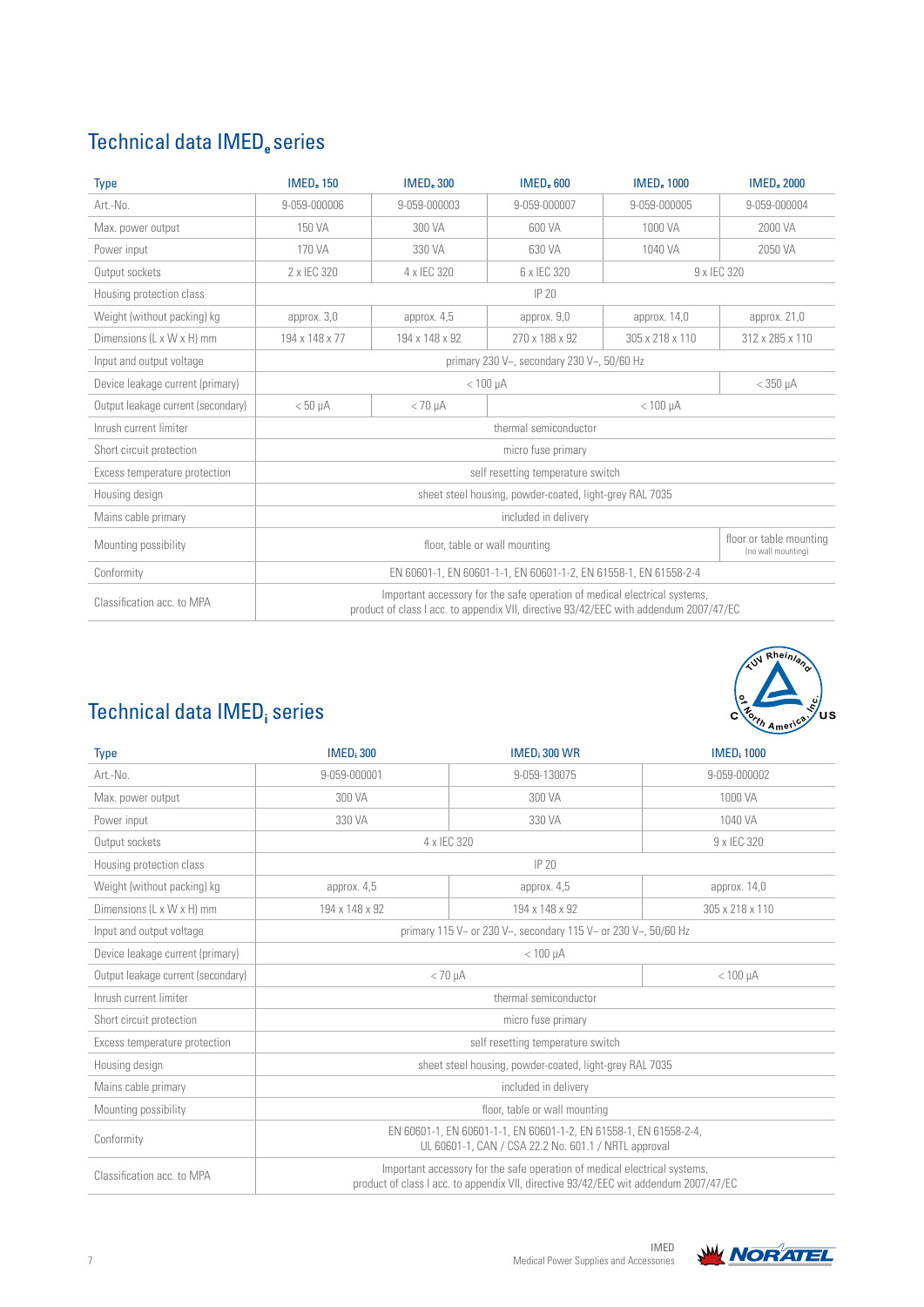## Technical data IMED$_e$ series

| Type | IMED$_e$ 150 | IMED$_e$ 300 | IMED$_e$ 600 | IMED$_e$ 1000 | IMED$_e$ 2000 |
|---|---|---|---|---|---|
| Art.-No. | 9-059-000006 | 9-059-000003 | 9-059-000007 | 9-059-000005 | 9-059-000004 |
| Max. power output | 150 VA | 300 VA | 600 VA | 1000 VA | 2000 VA |
| Power input | 170 VA | 330 VA | 630 VA | 1040 VA | 2050 VA |
| Output sockets | 2 x IEC 320 | 4 x IEC 320 | 6 x IEC 320 | 9 x IEC 320 | |
| Housing protection class | IP 20 | | | | |
| Weight (without packing) kg | approx. 3,0 | approx. 4,5 | approx. 9,0 | approx. 14,0 | approx. 21,0 |
| Dimensions (L x W x H) mm | 194 x 148 x 77 | 194 x 148 x 92 | 270 x 188 x 92 | 305 x 218 x 110 | 312 x 285 x 110 |
| Input and output voltage | primary 230 V~, secondary 230 V~, 50/60 Hz | | | | |
| Device leakage current (primary) | < 100 µA | | | | < 350 µA |
| Output leakage current (secondary) | < 50 µA | < 70 µA | < 100 µA | | |
| Inrush current limiter | thermal semiconductor | | | | |
| Short circuit protection | micro fuse primary | | | | |
| Excess temperature protection | self resetting temperature switch | | | | |
| Housing design | sheet steel housing, powder-coated, light-grey RAL 7035 | | | | |
| Mains cable primary | included in delivery | | | | |
| Mounting possibility | floor, table or wall mounting | | | | floor or table mounting (no wall mounting) |
| Conformity | EN 60601-1, EN 60601-1-1, EN 60601-1-2, EN 61558-1, EN 61558-2-4 | | | | |
| Classification acc. to MPA | Important accessory for the safe operation of medical electrical systems, product of class I acc. to appendix VII, directive 93/42/EEC with addendum 2007/47/EC | | | | |

## Technical data IMED$_i$ series

| Type | IMED$_i$ 300 | IMED$_i$ 300 WR | IMED$_i$ 1000 |
|---|---|---|---|
| Art.-No. | 9-059-000001 | 9-059-130075 | 9-059-000002 |
| Max. power output | 300 VA | 300 VA | 1000 VA |
| Power input | 330 VA | 330 VA | 1040 VA |
| Output sockets | 4 x IEC 320 | | 9 x IEC 320 |
| Housing protection class | IP 20 | | |
| Weight (without packing) kg | approx. 4,5 | approx. 4,5 | approx. 14,0 |
| Dimensions (L x W x H) mm | 194 x 148 x 92 | 194 x 148 x 92 | 305 x 218 x 110 |
| Input and output voltage | primary 115 V~ or 230 V~, secondary 115 V~ or 230 V~, 50/60 Hz | | |
| Device leakage current (primary) | < 100 µA | | |
| Output leakage current (secondary) | < 70 µA | | < 100 µA |
| Inrush current limiter | thermal semiconductor | | |
| Short circuit protection | micro fuse primary | | |
| Excess temperature protection | self resetting temperature switch | | |
| Housing design | sheet steel housing, powder-coated, light-grey RAL 7035 | | |
| Mains cable primary | included in delivery | | |
| Mounting possibility | floor, table or wall mounting | | |
| Conformity | EN 60601-1, EN 60601-1-1, EN 60601-1-2, EN 61558-1, EN 61558-2-4, UL 60601-1, CAN / CSA 22.2 No. 601.1 / NRTL approval | | |
| Classification acc. to MPA | Important accessory for the safe operation of medical electrical systems, product of class I acc. to appendix VII, directive 93/42/EEC wit addendum 2007/47/EC | | |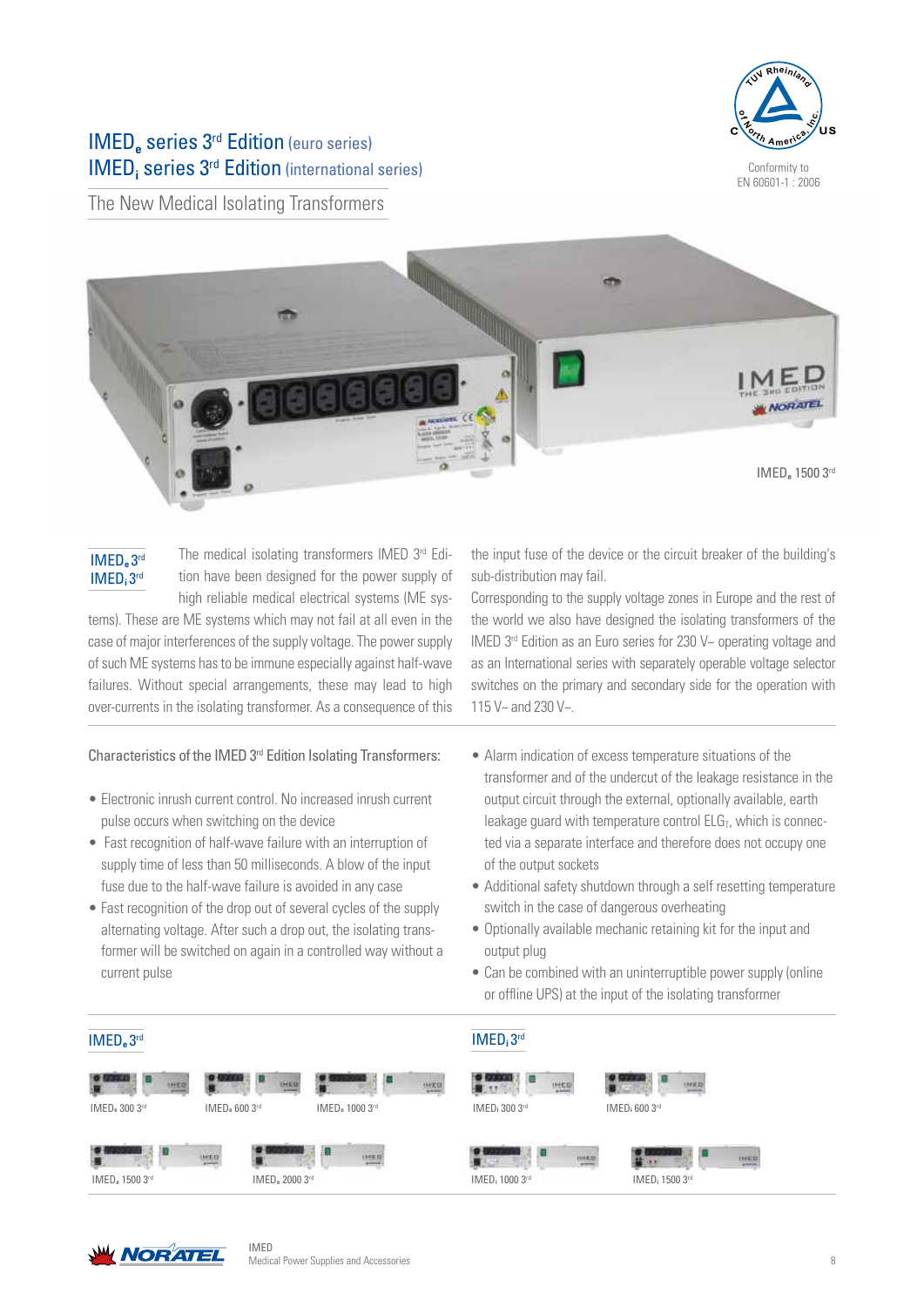# $IMED_e$ series 3rd Edition (euro series)
# $IMED_i$ series 3rd Edition (international series)

## The New Medical Isolating Transformers

Conformity to EN 60601-1 : 2006

$IMED_e$ 1500 3rd

**$IMED_e$ 3rd**
**$IMED_i$ 3rd**

The medical isolating transformers IMED 3rd Edition have been designed for the power supply of high reliable medical electrical systems (ME systems). These are ME systems which may not fail at all even in the case of major interferences of the supply voltage. The power supply of such ME systems has to be immune especially against half-wave failures. Without special arrangements, these may lead to high over-currents in the isolating transformer. As a consequence of this the input fuse of the device or the circuit breaker of the building's sub-distribution may fail.

Corresponding to the supply voltage zones in Europe and the rest of the world we also have designed the isolating transformers of the IMED 3rd Edition as an Euro series for 230 V~ operating voltage and as an International series with separately operable voltage selector switches on the primary and secondary side for the operation with 115 V~ and 230 V~.

### Characteristics of the IMED 3rd Edition Isolating Transformers:

- Electronic inrush current control. No increased inrush current pulse occurs when switching on the device
- Fast recognition of half-wave failure with an interruption of supply time of less than 50 milliseconds. A blow of the input fuse due to the half-wave failure is avoided in any case
- Fast recognition of the drop out of several cycles of the supply alternating voltage. After such a drop out, the isolating transformer will be switched on again in a controlled way without a current pulse
- Alarm indication of excess temperature situations of the transformer and of the undercut of the leakage resistance in the output circuit through the external, optionally available, earth leakage guard with temperature control $ELG_T$, which is connected via a separate interface and therefore does not occupy one of the output sockets
- Additional safety shutdown through a self resetting temperature switch in the case of dangerous overheating
- Optionally available mechanic retaining kit for the input and output plug
- Can be combined with an uninterruptible power supply (online or offline UPS) at the input of the isolating transformer

**$IMED_e$ 3rd**

$IMED_e$ 300 3rd

$IMED_e$ 600 3rd

$IMED_e$ 1000 3rd

$IMED_e$ 1500 3rd

$IMED_e$ 2000 3rd

**$IMED_i$ 3rd**

$IMED_i$ 300 3rd

$IMED_i$ 600 3rd

$IMED_i$ 1000 3rd

$IMED_i$ 1500 3rd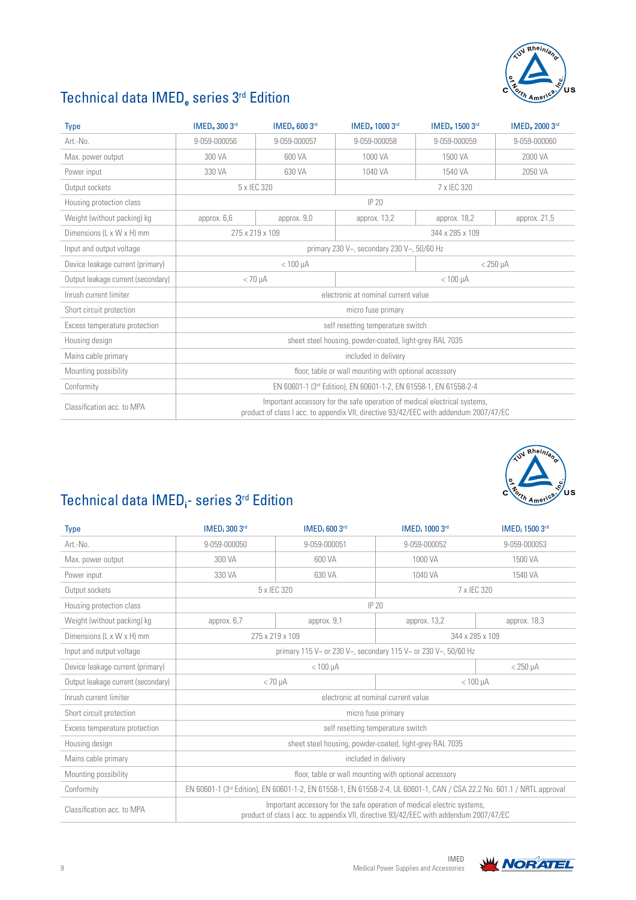## Technical data IMED$_e$ series 3rd Edition

| Type | IMED$_e$ 300 3rd | IMED$_e$ 600 3rd | IMED$_e$ 1000 3rd | IMED$_e$ 1500 3rd | IMED$_e$ 2000 3rd |
|---|---|---|---|---|---|
| Art.-No. | 9-059-000056 | 9-059-000057 | 9-059-000058 | 9-059-000059 | 9-059-000060 |
| Max. power output | 300 VA | 600 VA | 1000 VA | 1500 VA | 2000 VA |
| Power input | 330 VA | 630 VA | 1040 VA | 1540 VA | 2050 VA |
| Output sockets | 5 x IEC 320 | | 7 x IEC 320 | | |
| Housing protection class | IP 20 | | | | |
| Weight (without packing) kg | approx. 6,6 | approx. 9,0 | approx. 13,2 | approx. 18,2 | approx. 21,5 |
| Dimensions (L x W x H) mm | 275 x 219 x 109 | | 344 x 285 x 109 | | |
| Input and output voltage | primary 230 V~, secondary 230 V~, 50/60 Hz | | | | |
| Device leakage current (primary) | < 100 µA | | | < 250 µA | |
| Output leakage current (secondary) | < 70 µA | | < 100 µA | | |
| Inrush current limiter | electronic at nominal current value | | | | |
| Short circuit protection | micro fuse primary | | | | |
| Excess temperature protection | self resetting temperature switch | | | | |
| Housing design | sheet steel housing, powder-coated, light-grey RAL 7035 | | | | |
| Mains cable primary | included in delivery | | | | |
| Mounting possibility | floor, table or wall mounting with optional accessory | | | | |
| Conformity | EN 60601-1 (3rd Edition), EN 60601-1-2, EN 61558-1, EN 61558-2-4 | | | | |
| Classification acc. to MPA | Important accessory for the safe operation of medical electrical systems, product of class I acc. to appendix VII, directive 93/42/EEC with addendum 2007/47/EC | | | | |

## Technical data IMED$_i$- series 3rd Edition

| Type | IMED$_i$ 300 3rd | IMED$_i$ 600 3rd | IMED$_i$ 1000 3rd | IMED$_i$ 1500 3rd |
|---|---|---|---|---|
| Art.-No. | 9-059-000050 | 9-059-000051 | 9-059-000052 | 9-059-000053 |
| Max. power output | 300 VA | 600 VA | 1000 VA | 1500 VA |
| Power input | 330 VA | 630 VA | 1040 VA | 1540 VA |
| Output sockets | 5 x IEC 320 | | 7 x IEC 320 | |
| Housing protection class | IP 20 | | | |
| Weight (without packing) kg | approx. 6,7 | approx. 9,1 | approx. 13,2 | approx. 18,3 |
| Dimensions (L x W x H) mm | 275 x 219 x 109 | | 344 x 285 x 109 | |
| Input and output voltage | primary 115 V~ or 230 V~, secondary 115 V~ or 230 V~, 50/60 Hz | | | |
| Device leakage current (primary) | < 100 µA | | | < 250 µA |
| Output leakage current (secondary) | < 70 µA | | < 100 µA | |
| Inrush current limiter | electronic at nominal current value | | | |
| Short circuit protection | micro fuse primary | | | |
| Excess temperature protection | self resetting temperature switch | | | |
| Housing design | sheet steel housing, powder-coated, light-grey RAL 7035 | | | |
| Mains cable primary | included in delivery | | | |
| Mounting possibility | floor, table or wall mounting with optional accessory | | | |
| Conformity | EN 60601-1 (3rd Edition), EN 60601-1-2, EN 61558-1, EN 61558-2-4, UL 60601-1, CAN / CSA 22.2 No. 601.1 / NRTL approval | | | |
| Classification acc. to MPA | Important accessory for the safe operation of medical electric systems, product of class I acc. to appendix VII, directive 93/42/EEC with addendum 2007/47/EC | | | |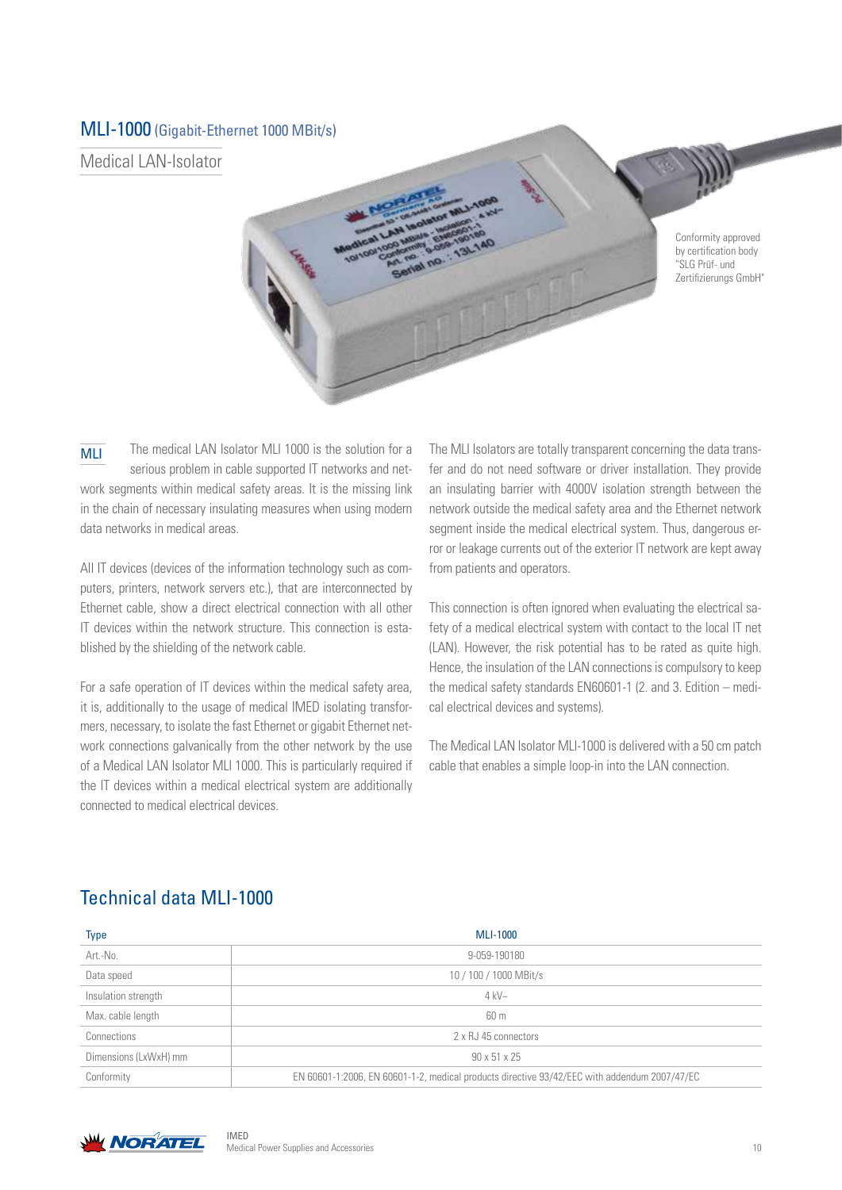# MLI-1000 (Gigabit-Ethernet 1000 MBit/s)

## Medical LAN-Isolator

Conformity approved by certification body "SLG Prüf- und Zertifizierungs GmbH"

**MLI** The medical LAN Isolator MLI 1000 is the solution for a serious problem in cable supported IT networks and network segments within medical safety areas. It is the missing link in the chain of necessary insulating measures when using modern data networks in medical areas.

All IT devices (devices of the information technology such as computers, printers, network servers etc.), that are interconnected by Ethernet cable, show a direct electrical connection with all other IT devices within the network structure. This connection is established by the shielding of the network cable.

For a safe operation of IT devices within the medical safety area, it is, additionally to the usage of medical IMED isolating transformers, necessary, to isolate the fast Ethernet or gigabit Ethernet network connections galvanically from the other network by the use of a Medical LAN Isolator MLI 1000. This is particularly required if the IT devices within a medical electrical system are additionally connected to medical electrical devices.

The MLI Isolators are totally transparent concerning the data transfer and do not need software or driver installation. They provide an insulating barrier with 4000V isolation strength between the network outside the medical safety area and the Ethernet network segment inside the medical electrical system. Thus, dangerous error or leakage currents out of the exterior IT network are kept away from patients and operators.

This connection is often ignored when evaluating the electrical safety of a medical electrical system with contact to the local IT net (LAN). However, the risk potential has to be rated as quite high. Hence, the insulation of the LAN connections is compulsory to keep the medical safety standards EN60601-1 (2. and 3. Edition – medical electrical devices and systems).

The Medical LAN Isolator MLI-1000 is delivered with a 50 cm patch cable that enables a simple loop-in into the LAN connection.

## Technical data MLI-1000

| Type | MLI-1000 |
|---|---|
| Art.-No. | 9-059-190180 |
| Data speed | 10 / 100 / 1000 MBit/s |
| Insulation strength | 4 kV~ |
| Max. cable length | 60 m |
| Connections | 2 x RJ 45 connectors |
| Dimensions (LxWxH) mm | 90 x 51 x 25 |
| Conformity | EN 60601-1:2006, EN 60601-1-2, medical products directive 93/42/EEC with addendum 2007/47/EC |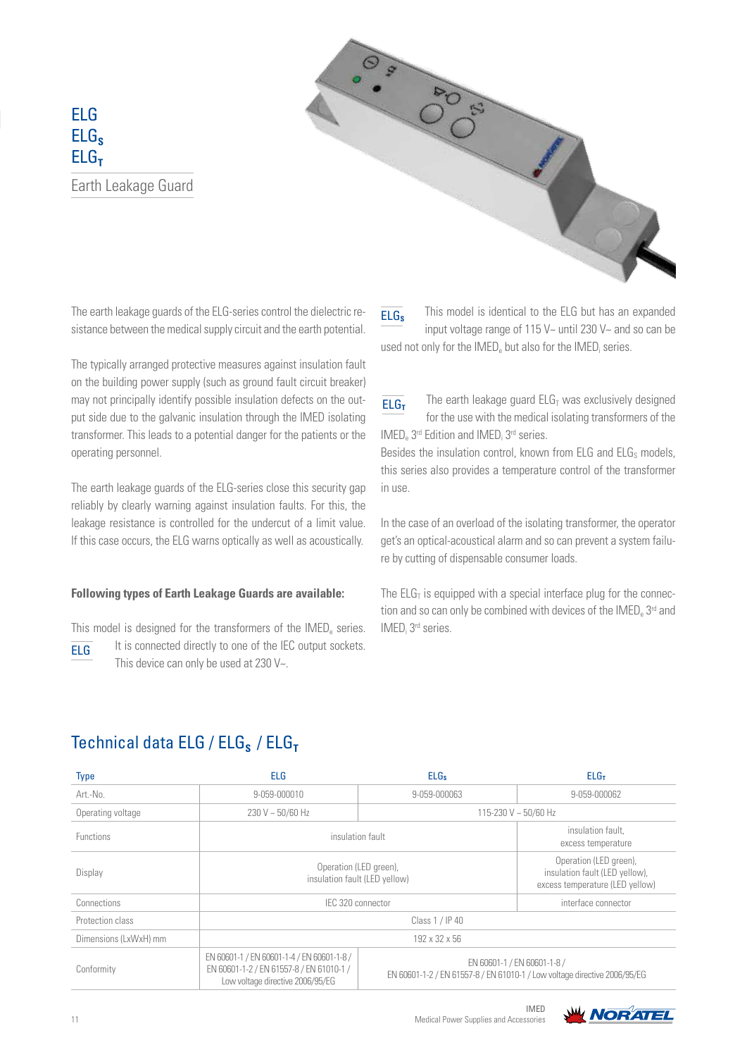# ELG
# $ELG_S$
# $ELG_T$

## Earth Leakage Guard

The earth leakage guards of the ELG-series control the dielectric resistance between the medical supply circuit and the earth potential.

The typically arranged protective measures against insulation fault on the building power supply (such as ground fault circuit breaker) may not principally identify possible insulation defects on the output side due to the galvanic insulation through the IMED isolating transformer. This leads to a potential danger for the patients or the operating personnel.

The earth leakage guards of the ELG-series close this security gap reliably by clearly warning against insulation faults. For this, the leakage resistance is controlled for the undercut of a limit value. If this case occurs, the ELG warns optically as well as acoustically.

**Following types of Earth Leakage Guards are available:**

**ELG** This model is designed for the transformers of the $IMED_e$ series. It is connected directly to one of the IEC output sockets. This device can only be used at 230 V~.

**$ELG_S$** This model is identical to the ELG but has an expanded input voltage range of 115 V~ until 230 V~ and so can be used not only for the $IMED_e$ but also for the $IMED_i$ series.

**$ELG_T$** The earth leakage guard $ELG_T$ was exclusively designed for the use with the medical isolating transformers of the $IMED_e$ 3rd Edition and $IMED_i$ 3rd series.
Besides the insulation control, known from ELG and $ELG_S$ models, this series also provides a temperature control of the transformer in use.

In the case of an overload of the isolating transformer, the operator get's an optical-acoustical alarm and so can prevent a system failure by cutting of dispensable consumer loads.

The $ELG_T$ is equipped with a special interface plug for the connection and so can only be combined with devices of the $IMED_e$ 3rd and $IMED_i$ 3rd series.

## Technical data ELG / $ELG_S$ / $ELG_T$

| Type | ELG | $ELG_S$ | $ELG_T$ |
|---|---|---|---|
| Art.-No. | 9-059-000010 | 9-059-000063 | 9-059-000062 |
| Operating voltage | 230 V ~ 50/60 Hz | 115-230 V ~ 50/60 Hz | |
| Functions | insulation fault | | insulation fault, excess temperature |
| Display | Operation (LED green), insulation fault (LED yellow) | | Operation (LED green), insulation fault (LED yellow), excess temperature (LED yellow) |
| Connections | IEC 320 connector | | interface connector |
| Protection class | Class 1 / IP 40 | | |
| Dimensions (LxWxH) mm | 192 x 32 x 56 | | |
| Conformity | EN 60601-1 / EN 60601-1-4 / EN 60601-1-8 / EN 60601-1-2 / EN 61557-8 / EN 61010-1 / Low voltage directive 2006/95/EG | EN 60601-1 / EN 60601-1-8 / EN 60601-1-2 / EN 61557-8 / EN 61010-1 / Low voltage directive 2006/95/EG | |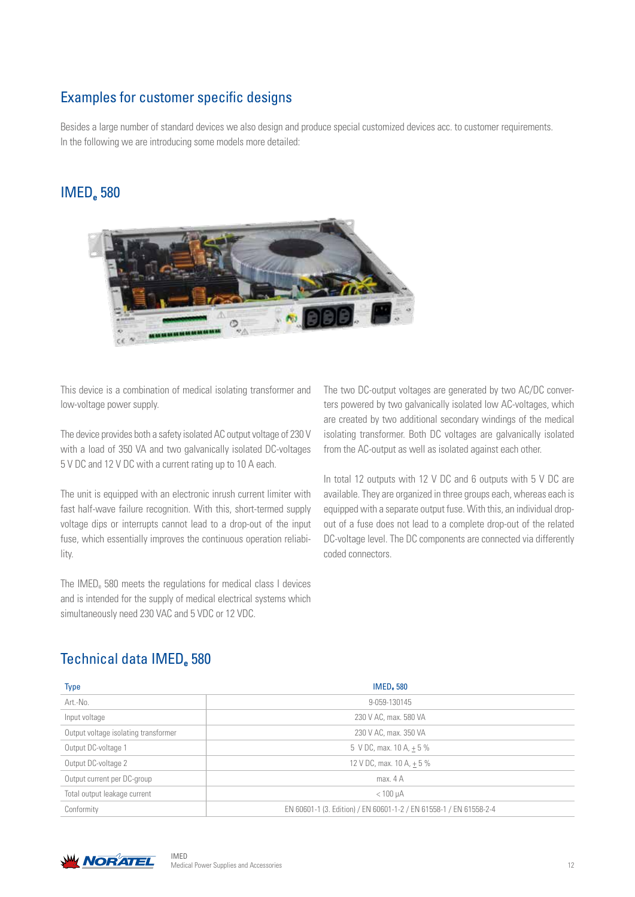## Examples for customer specific designs

Besides a large number of standard devices we also design and produce special customized devices acc. to customer requirements. In the following we are introducing some models more detailed:

## IMED$_e$ 580

This device is a combination of medical isolating transformer and low-voltage power supply.

The device provides both a safety isolated AC output voltage of 230 V with a load of 350 VA and two galvanically isolated DC-voltages 5 V DC and 12 V DC with a current rating up to 10 A each.

The unit is equipped with an electronic inrush current limiter with fast half-wave failure recognition. With this, short-termed supply voltage dips or interrupts cannot lead to a drop-out of the input fuse, which essentially improves the continuous operation reliability.

The IMED$_e$ 580 meets the regulations for medical class I devices and is intended for the supply of medical electrical systems which simultaneously need 230 VAC and 5 VDC or 12 VDC.

The two DC-output voltages are generated by two AC/DC converters powered by two galvanically isolated low AC-voltages, which are created by two additional secondary windings of the medical isolating transformer. Both DC voltages are galvanically isolated from the AC-output as well as isolated against each other.

In total 12 outputs with 12 V DC and 6 outputs with 5 V DC are available. They are organized in three groups each, whereas each is equipped with a separate output fuse. With this, an individual drop-out of a fuse does not lead to a complete drop-out of the related DC-voltage level. The DC components are connected via differently coded connectors.

## Technical data IMED$_e$ 580

| Type | IMED$_e$ 580 |
|---|---|
| Art.-No. | 9-059-130145 |
| Input voltage | 230 V AC, max. 580 VA |
| Output voltage isolating transformer | 230 V AC, max. 350 VA |
| Output DC-voltage 1 | 5 V DC, max. 10 A, ± 5 % |
| Output DC-voltage 2 | 12 V DC, max. 10 A, ± 5 % |
| Output current per DC-group | max. 4 A |
| Total output leakage current | < 100 µA |
| Conformity | EN 60601-1 (3. Edition) / EN 60601-1-2 / EN 61558-1 / EN 61558-2-4 |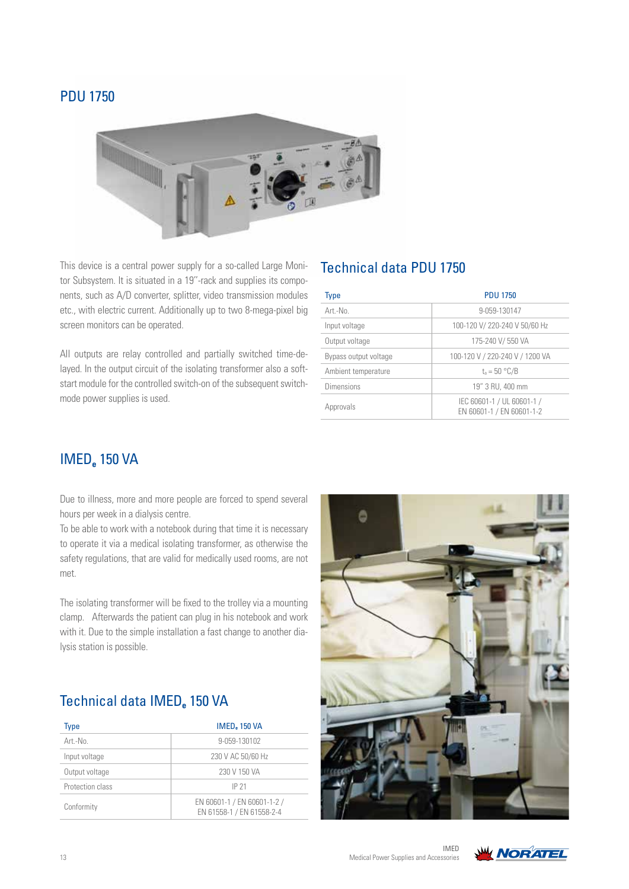## PDU 1750

This device is a central power supply for a so-called Large Monitor Subsystem. It is situated in a 19''-rack and supplies its components, such as A/D converter, splitter, video transmission modules etc., with electric current. Additionally up to two 8-mega-pixel big screen monitors can be operated.

All outputs are relay controlled and partially switched time-delayed. In the output circuit of the isolating transformer also a soft-start module for the controlled switch-on of the subsequent switch-mode power supplies is used.

## Technical data PDU 1750

| Type | PDU 1750 |
|---|---|
| Art.-No. | 9-059-130147 |
| Input voltage | 100-120 V/ 220-240 V 50/60 Hz |
| Output voltage | 175-240 V/ 550 VA |
| Bypass output voltage | 100-120 V / 220-240 V / 1200 VA |
| Ambient temperature | $t_a$ = 50 °C/B |
| Dimensions | 19" 3 RU, 400 mm |
| Approvals | IEC 60601-1 / UL 60601-1 / EN 60601-1 / EN 60601-1-2 |

## IMED$_e$ 150 VA

Due to illness, more and more people are forced to spend several hours per week in a dialysis centre.
To be able to work with a notebook during that time it is necessary to operate it via a medical isolating transformer, as otherwise the safety regulations, that are valid for medically used rooms, are not met.

The isolating transformer will be fixed to the trolley via a mounting clamp. Afterwards the patient can plug in his notebook and work with it. Due to the simple installation a fast change to another dialysis station is possible.

## Technical data IMED$_e$ 150 VA

| Type | IMED$_e$ 150 VA |
|---|---|
| Art.-No. | 9-059-130102 |
| Input voltage | 230 V AC 50/60 Hz |
| Output voltage | 230 V 150 VA |
| Protection class | IP 21 |
| Conformity | EN 60601-1 / EN 60601-1-2 / EN 61558-1 / EN 61558-2-4 |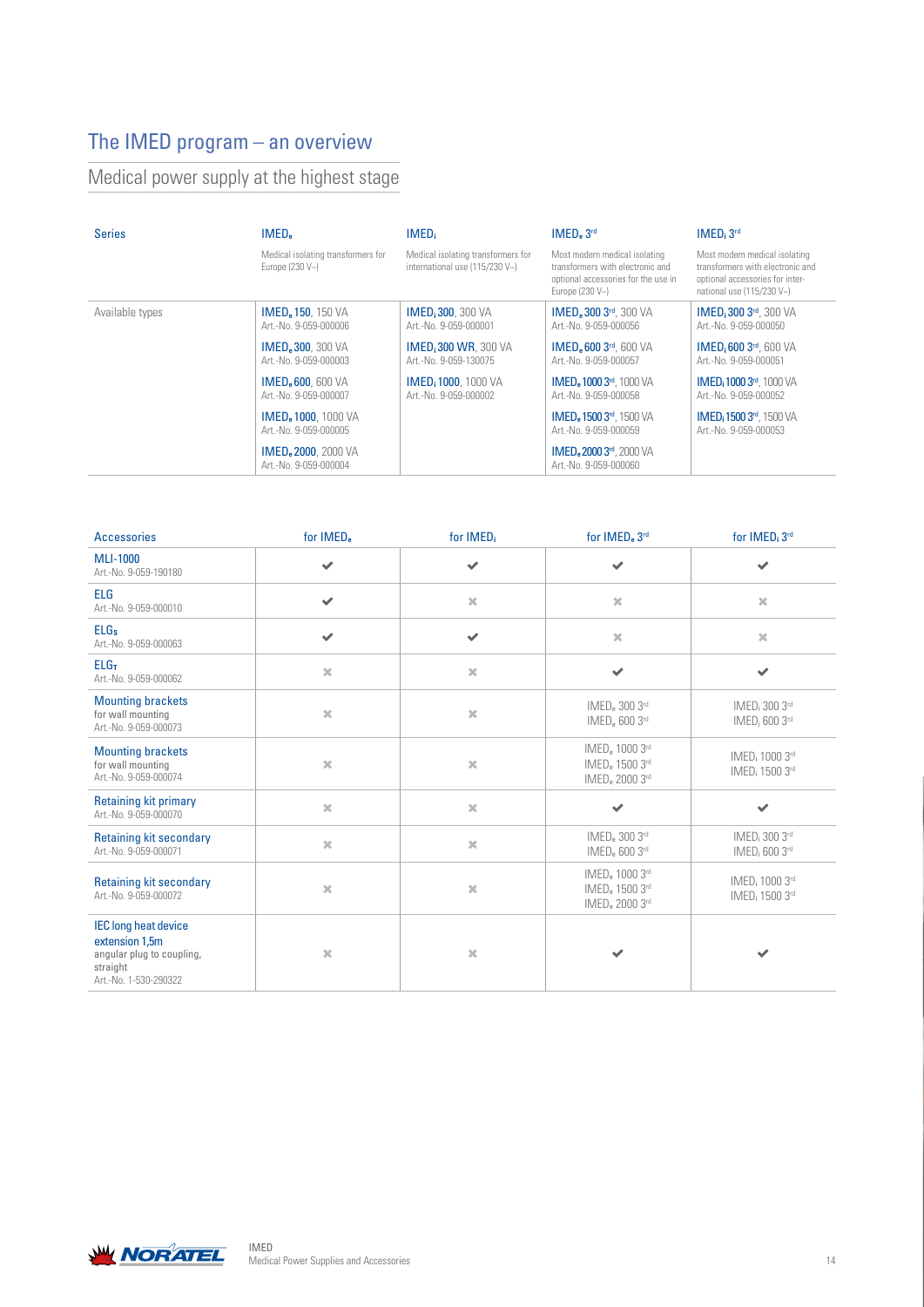# The IMED program – an overview

## Medical power supply at the highest stage

| Series | $IMED_e$ | $IMED_i$ | $IMED_e$ 3rd | $IMED_i$ 3rd |
|---|---|---|---|---|
| | Medical isolating transformers for Europe (230 V~) | Medical isolating transformers for international use (115/230 V~) | Most modern medical isolating transformers with electronic and optional accessories for the use in Europe (230 V~) | Most modern medical isolating transformers with electronic and optional accessories for international use (115/230 V~) |
| Available types | **$IMED_e$ 150**, 150 VA<br>Art.-No. 9-059-000006 | **$IMED_i$ 300**, 300 VA<br>Art.-No. 9-059-000001 | **$IMED_e$ 300 3rd**, 300 VA<br>Art.-No. 9-059-000056 | **$IMED_i$ 300 3rd**, 300 VA<br>Art.-No. 9-059-000050 |
| | **$IMED_e$ 300**, 300 VA<br>Art.-No. 9-059-000003 | **$IMED_i$ 300 WR**, 300 VA<br>Art.-No. 9-059-130075 | **$IMED_e$ 600 3rd**, 600 VA<br>Art.-No. 9-059-000057 | **$IMED_i$ 600 3rd**, 600 VA<br>Art.-No. 9-059-000051 |
| | **$IMED_e$ 600**, 600 VA<br>Art.-No. 9-059-000007 | **$IMED_i$ 1000**, 1000 VA<br>Art.-No. 9-059-000002 | **$IMED_e$ 1000 3rd**, 1000 VA<br>Art.-No. 9-059-000058 | **$IMED_i$ 1000 3rd**, 1000 VA<br>Art.-No. 9-059-000052 |
| | **$IMED_e$ 1000**, 1000 VA<br>Art.-No. 9-059-000005 | | **$IMED_e$ 1500 3rd**, 1500 VA<br>Art.-No. 9-059-000059 | **$IMED_i$ 1500 3rd**, 1500 VA<br>Art.-No. 9-059-000053 |
| | **$IMED_e$ 2000**, 2000 VA<br>Art.-No. 9-059-000004 | | **$IMED_e$ 2000 3rd**, 2000 VA<br>Art.-No. 9-059-000060 | |

| Accessories | for $IMED_e$ | for $IMED_i$ | for $IMED_e$ 3rd | for $IMED_i$ 3rd |
|---|---|---|---|---|
| **MLI-1000**<br>Art.-No. 9-059-190180 | ✔ | ✔ | ✔ | ✔ |
| **ELG**<br>Art.-No. 9-059-000010 | ✔ | ✖ | ✖ | ✖ |
| **$ELG_S$**<br>Art.-No. 9-059-000063 | ✔ | ✔ | ✖ | ✖ |
| **$ELG_T$**<br>Art.-No. 9-059-000062 | ✖ | ✖ | ✔ | ✔ |
| **Mounting brackets**<br>for wall mounting<br>Art.-No. 9-059-000073 | ✖ | ✖ | $IMED_e$ 300 3rd<br>$IMED_e$ 600 3rd | $IMED_i$ 300 3rd<br>$IMED_i$ 600 3rd |
| **Mounting brackets**<br>for wall mounting<br>Art.-No. 9-059-000074 | ✖ | ✖ | $IMED_e$ 1000 3rd<br>$IMED_e$ 1500 3rd<br>$IMED_e$ 2000 3rd | $IMED_i$ 1000 3rd<br>$IMED_i$ 1500 3rd |
| **Retaining kit primary**<br>Art.-No. 9-059-000070 | ✖ | ✖ | ✔ | ✔ |
| **Retaining kit secondary**<br>Art.-No. 9-059-000071 | ✖ | ✖ | $IMED_e$ 300 3rd<br>$IMED_e$ 600 3rd | $IMED_i$ 300 3rd<br>$IMED_i$ 600 3rd |
| **Retaining kit secondary**<br>Art.-No. 9-059-000072 | ✖ | ✖ | $IMED_e$ 1000 3rd<br>$IMED_e$ 1500 3rd<br>$IMED_e$ 2000 3rd | $IMED_i$ 1000 3rd<br>$IMED_i$ 1500 3rd |
| **IEC long heat device extension 1,5m**<br>angular plug to coupling, straight<br>Art.-No. 1-530-290322 | ✖ | ✖ | ✔ | ✔ |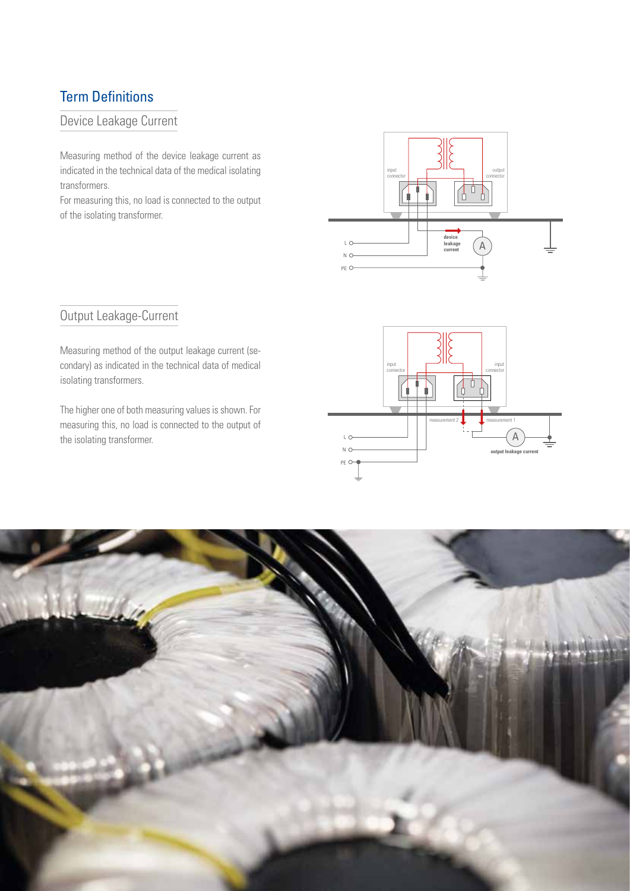# Term Definitions

## Device Leakage Current

Measuring method of the device leakage current as indicated in the technical data of the medical isolating transformers.
For measuring this, no load is connected to the output of the isolating transformer.

## Output Leakage-Current

Measuring method of the output leakage current (secondary) as indicated in the technical data of medical isolating transformers.

The higher one of both measuring values is shown. For measuring this, no load is connected to the output of the isolating transformer.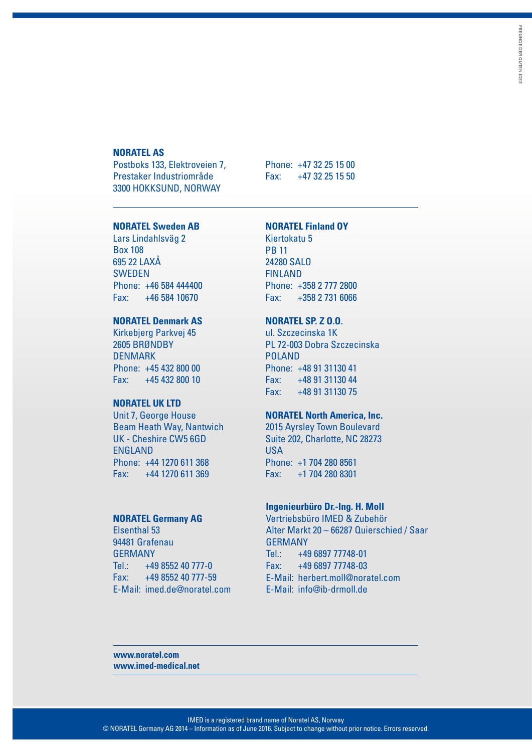**NORATEL AS**
Postboks 133, Elektroveien 7,
Prestaker Industriområde
3300 HOKKSUND, NORWAY

Phone: +47 32 25 15 00
Fax: +47 32 25 15 50

---

**NORATEL Sweden AB**
Lars Lindahlsväg 2
Box 108
695 22 LAXÅ
SWEDEN
Phone: +46 584 444400
Fax: +46 584 10670

**NORATEL Denmark AS**
Kirkebjerg Parkvej 45
2605 BRØNDBY
DENMARK
Phone: +45 432 800 00
Fax: +45 432 800 10

**NORATEL UK LTD**
Unit 7, George House
Beam Heath Way, Nantwich
UK - Cheshire CW5 6GD
ENGLAND
Phone: +44 1270 611 368
Fax: +44 1270 611 369

**NORATEL Germany AG**
Elsenthal 53
94481 Grafenau
GERMANY
Tel.: +49 8552 40 777-0
Fax: +49 8552 40 777-59
E-Mail: imed.de@noratel.com

**NORATEL Finland OY**
Kiertokatu 5
PB 11
24280 SALO
FINLAND
Phone: +358 2 777 2800
Fax: +358 2 731 6066

**NORATEL SP. Z O.O.**
ul. Szczecinska 1K
PL 72-003 Dobra Szczecinska
POLAND
Phone: +48 91 31130 41
Fax: +48 91 31130 44
Fax: +48 91 31130 75

**NORATEL North America, Inc.**
2015 Ayrsley Town Boulevard
Suite 202, Charlotte, NC 28273
USA
Phone: +1 704 280 8561
Fax: +1 704 280 8301

**Ingenieurbüro Dr.-Ing. H. Moll**
Vertriebsbüro IMED & Zubehör
Alter Markt 20 – 66287 Quierschied / Saar
GERMANY
Tel.: +49 6897 77748-01
Fax: +49 6897 77748-03
E-Mail: herbert.moll@noratel.com
E-Mail: info@ib-drmoll.de

---

**www.noratel.com**
**www.imed-medical.net**

---

IMED is a registered brand name of Noratel AS, Norway
© NORATEL Germany AG 2014 – Information as of June 2016. Subject to change without prior notice. Errors reserved.